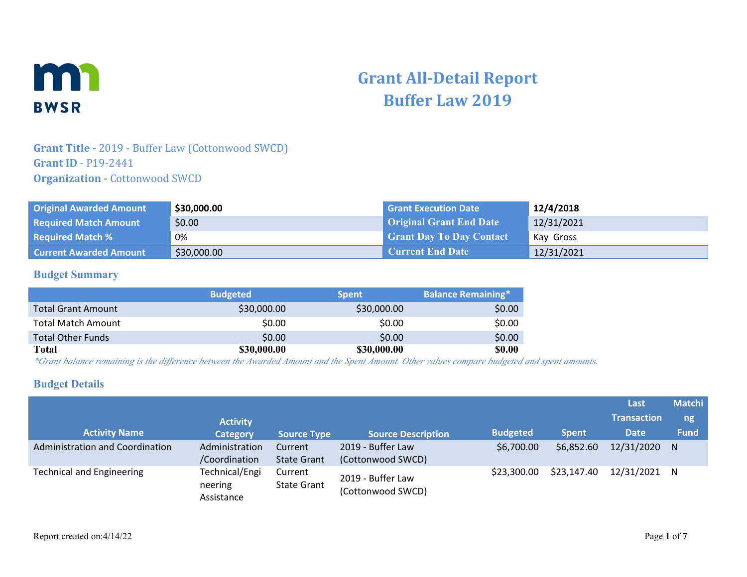# Grant All-Detail Report
# Buffer Law 2019

**Grant Title -** 2019 - Buffer Law (Cottonwood SWCD)
**Grant ID** - P19-2441
**Organization -** Cottonwood SWCD

| | | | |
|---|---|---|---|
| **Original Awarded Amount** | **$30,000.00** | **Grant Execution Date** | **12/4/2018** |
| **Required Match Amount** | $0.00 | **Original Grant End Date** | 12/31/2021 |
| **Required Match %** | 0% | **Grant Day To Day Contact** | Kay Gross |
| **Current Awarded Amount** | $30,000.00 | **Current End Date** | 12/31/2021 |

## Budget Summary

| | Budgeted | Spent | Balance Remaining* |
|---|---|---|---|
| Total Grant Amount | $30,000.00 | $30,000.00 | $0.00 |
| Total Match Amount | $0.00 | $0.00 | $0.00 |
| Total Other Funds | $0.00 | $0.00 | $0.00 |
| **Total** | **$30,000.00** | **$30,000.00** | **$0.00** |

*\*Grant balance remaining is the difference between the Awarded Amount and the Spent Amount. Other values compare budgeted and spent amounts.*

## Budget Details

| Activity Name | Activity Category | Source Type | Source Description | Budgeted | Spent | Last Transaction Date | Matching Fund |
|---|---|---|---|---|---|---|---|
| Administration and Coordination | Administration /Coordination | Current State Grant | 2019 - Buffer Law (Cottonwood SWCD) | $6,700.00 | $6,852.60 | 12/31/2020 | N |
| Technical and Engineering | Technical/Engineering Assistance | Current State Grant | 2019 - Buffer Law (Cottonwood SWCD) | $23,300.00 | $23,147.40 | 12/31/2021 | N |

Report created on:4/14/22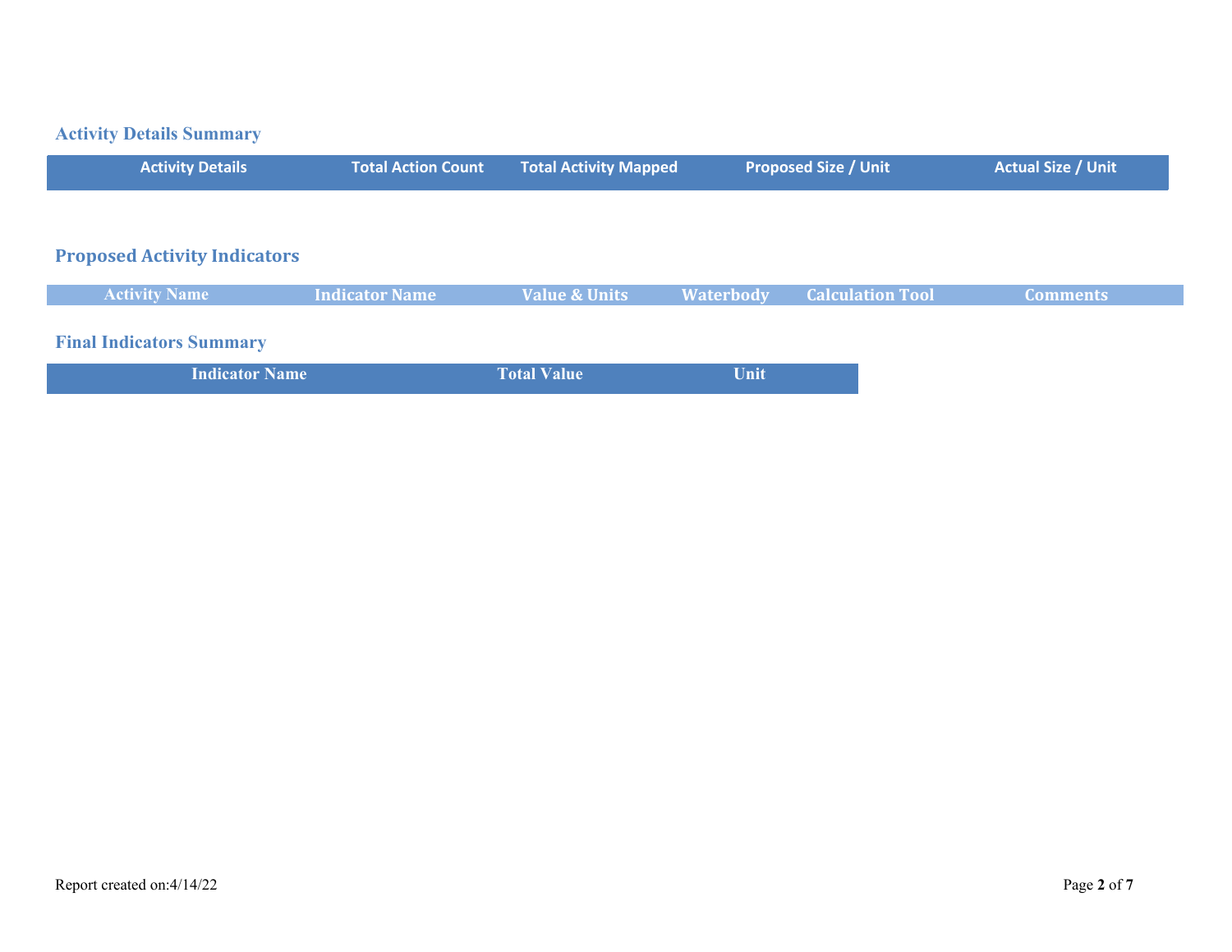### Activity Details Summary

| Activity Details | Total Action Count | Total Activity Mapped | Proposed Size / Unit | Actual Size / Unit |
| --- | --- | --- | --- | --- |

### Proposed Activity Indicators

| Activity Name | Indicator Name | Value & Units | Waterbody | Calculation Tool | Comments |
| --- | --- | --- | --- | --- | --- |

### Final Indicators Summary

| Indicator Name | Total Value | Unit |
| --- | --- | --- |

Report created on:4/14/22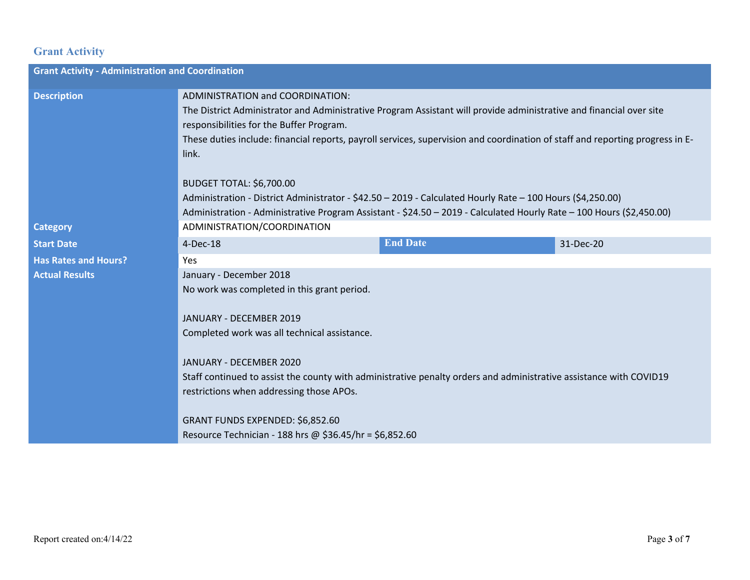## Grant Activity

| Grant Activity - Administration and Coordination | | | |
|---|---|---|---|
| **Description** | ADMINISTRATION and COORDINATION:<br>The District Administrator and Administrative Program Assistant will provide administrative and financial over site responsibilities for the Buffer Program.<br>These duties include: financial reports, payroll services, supervision and coordination of staff and reporting progress in E-link.<br><br>BUDGET TOTAL: $6,700.00<br>Administration - District Administrator - $42.50 – 2019 - Calculated Hourly Rate – 100 Hours ($4,250.00)<br>Administration - Administrative Program Assistant - $24.50 – 2019 - Calculated Hourly Rate – 100 Hours ($2,450.00) | | |
| **Category** | ADMINISTRATION/COORDINATION | | |
| **Start Date** | 4-Dec-18 | **End Date** | 31-Dec-20 |
| **Has Rates and Hours?** | Yes | | |
| **Actual Results** | January - December 2018<br>No work was completed in this grant period.<br><br>JANUARY - DECEMBER 2019<br>Completed work was all technical assistance.<br><br>JANUARY - DECEMBER 2020<br>Staff continued to assist the county with administrative penalty orders and administrative assistance with COVID19 restrictions when addressing those APOs.<br><br>GRANT FUNDS EXPENDED: $6,852.60<br>Resource Technician - 188 hrs @ $36.45/hr = $6,852.60 | | |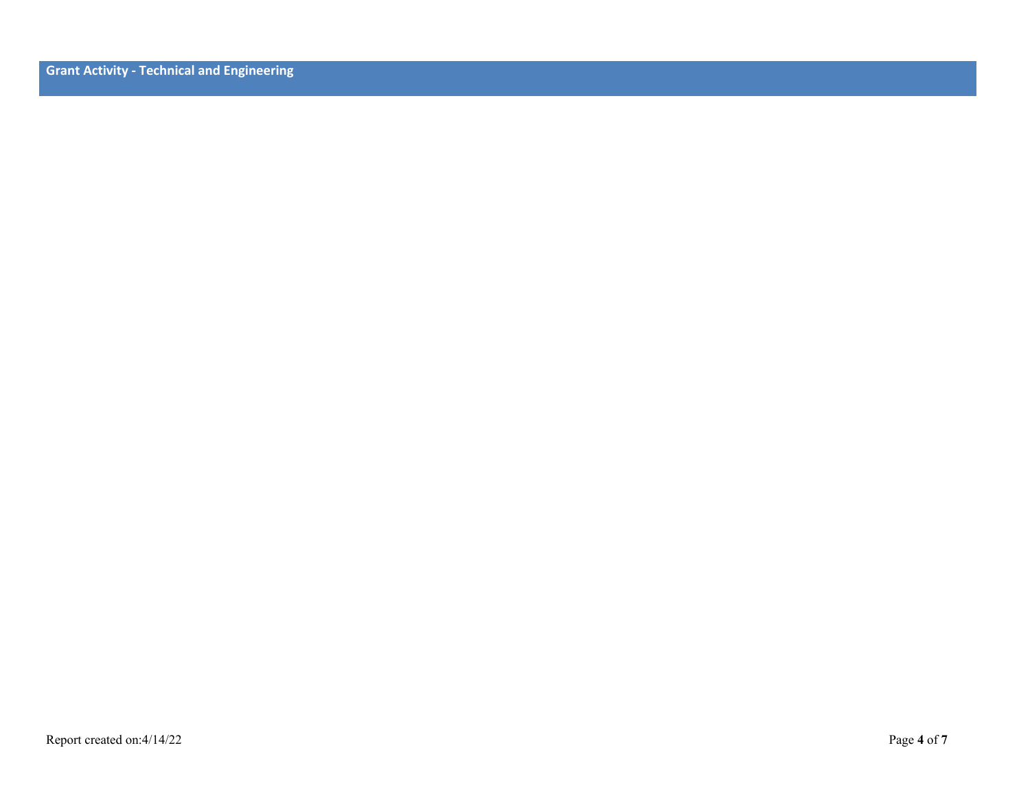## Grant Activity - Technical and Engineering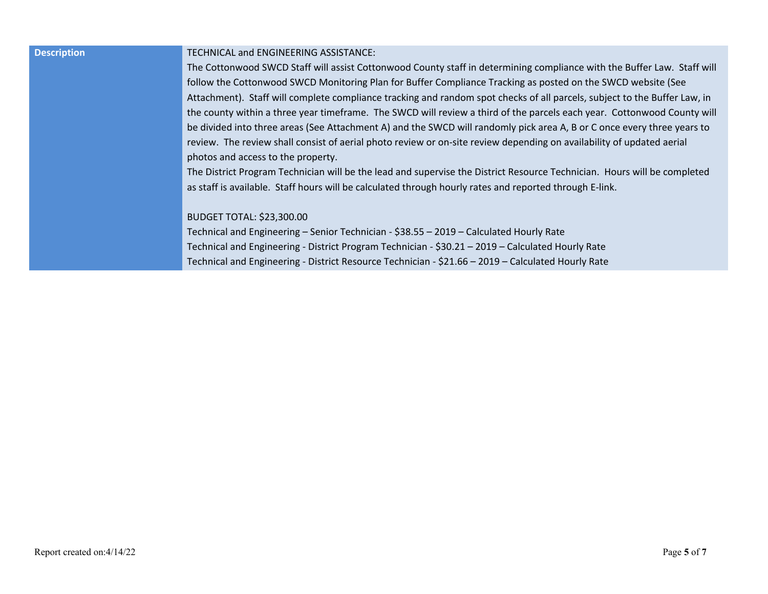| Description | TECHNICAL and ENGINEERING ASSISTANCE:<br>The Cottonwood SWCD Staff will assist Cottonwood County staff in determining compliance with the Buffer Law. Staff will follow the Cottonwood SWCD Monitoring Plan for Buffer Compliance Tracking as posted on the SWCD website (See Attachment). Staff will complete compliance tracking and random spot checks of all parcels, subject to the Buffer Law, in the county within a three year timeframe. The SWCD will review a third of the parcels each year. Cottonwood County will be divided into three areas (See Attachment A) and the SWCD will randomly pick area A, B or C once every three years to review. The review shall consist of aerial photo review or on-site review depending on availability of updated aerial photos and access to the property.<br>The District Program Technician will be the lead and supervise the District Resource Technician. Hours will be completed as staff is available. Staff hours will be calculated through hourly rates and reported through E-link.<br><br>BUDGET TOTAL: $23,300.00<br>Technical and Engineering – Senior Technician - $38.55 – 2019 – Calculated Hourly Rate<br>Technical and Engineering - District Program Technician - $30.21 – 2019 – Calculated Hourly Rate<br>Technical and Engineering - District Resource Technician - $21.66 – 2019 – Calculated Hourly Rate |
|---|---|

Report created on:4/14/22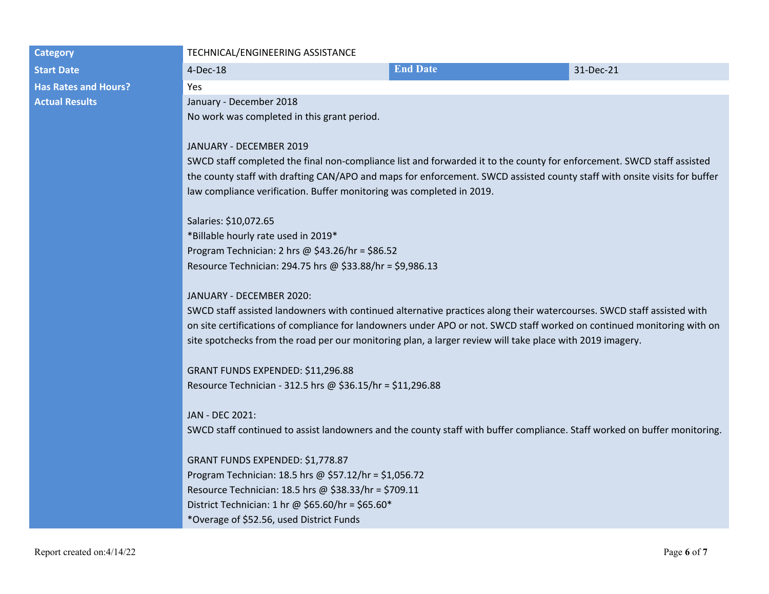| Category | TECHNICAL/ENGINEERING ASSISTANCE | | |
|---|---|---|---|
| Start Date | 4-Dec-18 | End Date | 31-Dec-21 |
| Has Rates and Hours? | Yes | | |
| Actual Results | January - December 2018<br>No work was completed in this grant period.<br><br>JANUARY - DECEMBER 2019<br>SWCD staff completed the final non-compliance list and forwarded it to the county for enforcement. SWCD staff assisted the county staff with drafting CAN/APO and maps for enforcement. SWCD assisted county staff with onsite visits for buffer law compliance verification. Buffer monitoring was completed in 2019.<br><br>Salaries: $10,072.65<br>*Billable hourly rate used in 2019*<br>Program Technician: 2 hrs @ $43.26/hr = $86.52<br>Resource Technician: 294.75 hrs @ $33.88/hr = $9,986.13<br><br>JANUARY - DECEMBER 2020:<br>SWCD staff assisted landowners with continued alternative practices along their watercourses. SWCD staff assisted with on site certifications of compliance for landowners under APO or not. SWCD staff worked on continued monitoring with on site spotchecks from the road per our monitoring plan, a larger review will take place with 2019 imagery.<br><br>GRANT FUNDS EXPENDED: $11,296.88<br>Resource Technician - 312.5 hrs @ $36.15/hr = $11,296.88<br><br>JAN - DEC 2021:<br>SWCD staff continued to assist landowners and the county staff with buffer compliance. Staff worked on buffer monitoring.<br><br>GRANT FUNDS EXPENDED: $1,778.87<br>Program Technician: 18.5 hrs @ $57.12/hr = $1,056.72<br>Resource Technician: 18.5 hrs @ $38.33/hr = $709.11<br>District Technician: 1 hr @ $65.60/hr = $65.60*<br>*Overage of $52.56, used District Funds | | |

Report created on:4/14/22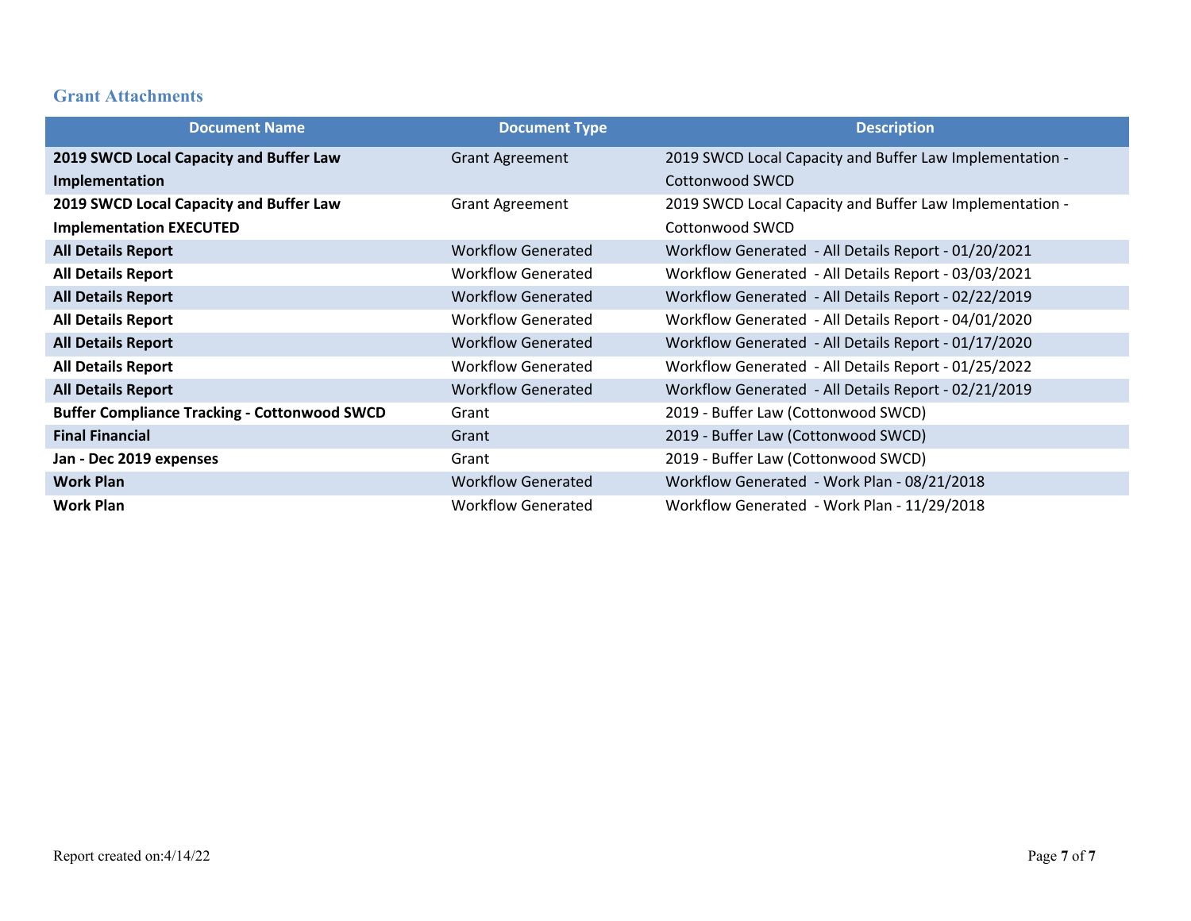## Grant Attachments

| Document Name | Document Type | Description |
|---|---|---|
| **2019 SWCD Local Capacity and Buffer Law Implementation** | Grant Agreement | 2019 SWCD Local Capacity and Buffer Law Implementation - Cottonwood SWCD |
| **2019 SWCD Local Capacity and Buffer Law Implementation EXECUTED** | Grant Agreement | 2019 SWCD Local Capacity and Buffer Law Implementation - Cottonwood SWCD |
| **All Details Report** | Workflow Generated | Workflow Generated - All Details Report - 01/20/2021 |
| **All Details Report** | Workflow Generated | Workflow Generated - All Details Report - 03/03/2021 |
| **All Details Report** | Workflow Generated | Workflow Generated - All Details Report - 02/22/2019 |
| **All Details Report** | Workflow Generated | Workflow Generated - All Details Report - 04/01/2020 |
| **All Details Report** | Workflow Generated | Workflow Generated - All Details Report - 01/17/2020 |
| **All Details Report** | Workflow Generated | Workflow Generated - All Details Report - 01/25/2022 |
| **All Details Report** | Workflow Generated | Workflow Generated - All Details Report - 02/21/2019 |
| **Buffer Compliance Tracking - Cottonwood SWCD** | Grant | 2019 - Buffer Law (Cottonwood SWCD) |
| **Final Financial** | Grant | 2019 - Buffer Law (Cottonwood SWCD) |
| **Jan - Dec 2019 expenses** | Grant | 2019 - Buffer Law (Cottonwood SWCD) |
| **Work Plan** | Workflow Generated | Workflow Generated - Work Plan - 08/21/2018 |
| **Work Plan** | Workflow Generated | Workflow Generated - Work Plan - 11/29/2018 |

Report created on:4/14/22